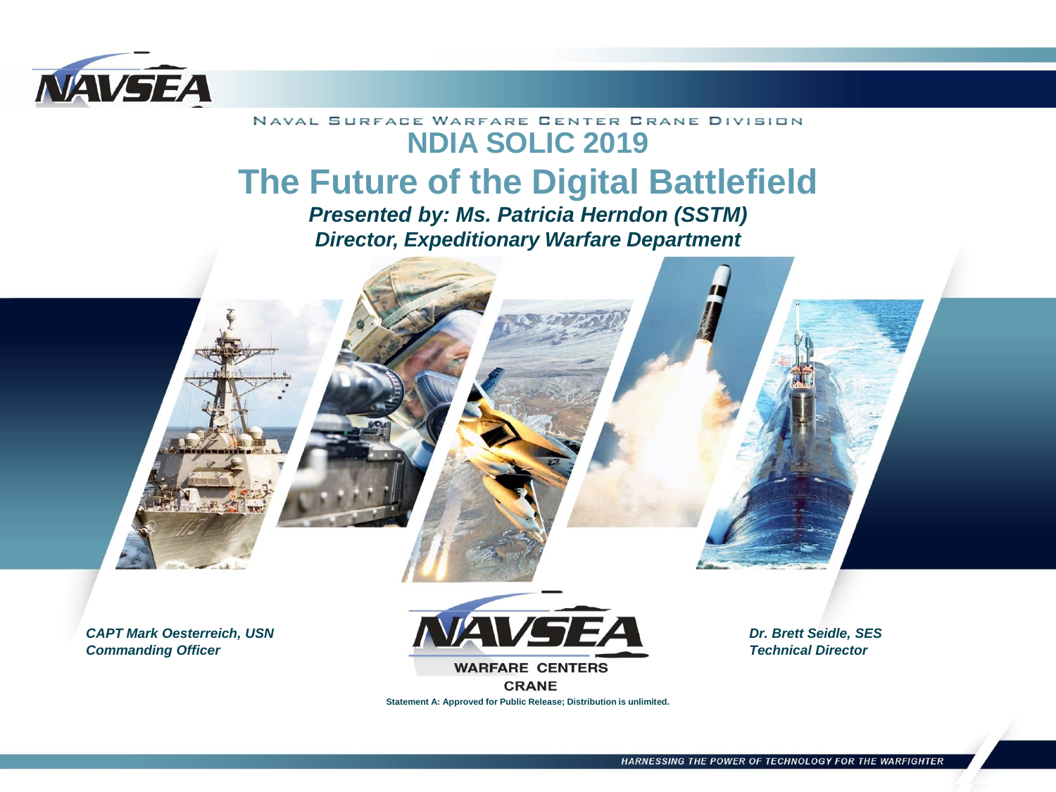NAVSEA

NAVAL SURFACE WARFARE CENTER CRANE DIVISION

# NDIA SOLIC 2019

# The Future of the Digital Battlefield

***Presented by: Ms. Patricia Herndon (SSTM)***
***Director, Expeditionary Warfare Department***

***CAPT Mark Oesterreich, USN***
***Commanding Officer***

***Dr. Brett Seidle, SES***
***Technical Director***

NAVSEA WARFARE CENTERS CRANE

**Statement A: Approved for Public Release; Distribution is unlimited.**

HARNESSING THE POWER OF TECHNOLOGY FOR THE WARFIGHTER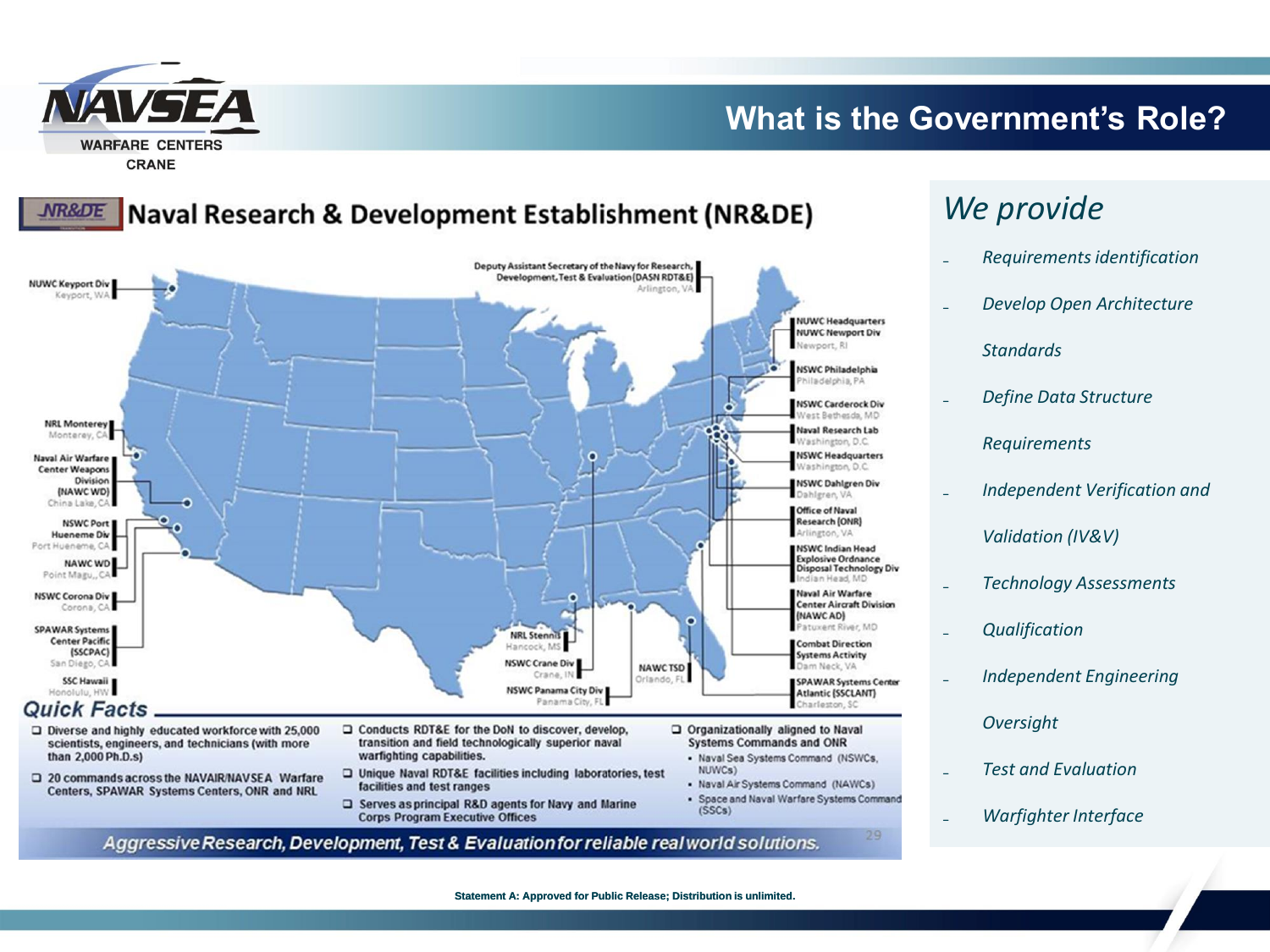# What is the Government's Role?

## Naval Research & Development Establishment (NR&DE)

Deputy Assistant Secretary of the Navy for Research, Development, Test & Evaluation (DASN RDT&E) — Arlington, VA

- NUWC Keyport Div — Keyport, WA
- NRL Monterey — Monterey, CA
- Naval Air Warfare Center Weapons Division (NAWC WD) — China Lake, CA
- NSWC Port Hueneme Div — Port Hueneme, CA
- NAWC WD — Point Magu, CA
- NSWC Corona Div — Corona, CA
- SPAWAR Systems Center Pacific (SSCPAC) — San Diego, CA
- SSC Hawaii — Honolulu, HW
- NRL Stennis — Hancock, MS
- NSWC Crane Div — Crane, IN
- NSWC Panama City Div — Panama City, FL
- NAWC TSD — Orlando, FL
- NUWC Headquarters / NUWC Newport Div — Newport, RI
- NSWC Philadelphia — Philadelphia, PA
- NSWC Carderock Div — West Bethesda, MD
- Naval Research Lab — Washington, D.C.
- NSWC Headquarters — Washington, D.C.
- NSWC Dahlgren Div — Dahlgren, VA
- Office of Naval Research (ONR) — Arlington, VA
- NSWC Indian Head Explosive Ordnance Disposal Technology Div — Indian Head, MD
- Naval Air Warfare Center Aircraft Division (NAWC AD) — Patuxent River, MD
- Combat Direction Systems Activity — Dam Neck, VA
- SPAWAR Systems Center Atlantic (SSCLANT) — Charleston, SC

### Quick Facts

- Diverse and highly educated workforce with 25,000 scientists, engineers, and technicians (with more than 2,000 Ph.D.s)
- 20 commands across the NAVAIR/NAVSEA Warfare Centers, SPAWAR Systems Centers, ONR and NRL
- Conducts RDT&E for the DoN to discover, develop, transition and field technologically superior naval warfighting capabilities.
- Unique Naval RDT&E facilities including laboratories, test facilities and test ranges
- Serves as principal R&D agents for Navy and Marine Corps Program Executive Offices
- Organizationally aligned to Naval Systems Commands and ONR
  - Naval Sea Systems Command (NSWCs, NUWCs)
  - Naval Air Systems Command (NAWCs)
  - Space and Naval Warfare Systems Command (SSCs)

*Aggressive Research, Development, Test & Evaluation for reliable real world solutions.*

## *We provide*

- *Requirements identification*
- *Develop Open Architecture Standards*
- *Define Data Structure Requirements*
- *Independent Verification and Validation (IV&V)*
- *Technology Assessments*
- *Qualification*
- *Independent Engineering Oversight*
- *Test and Evaluation*
- *Warfighter Interface*

Statement A: Approved for Public Release; Distribution is unlimited.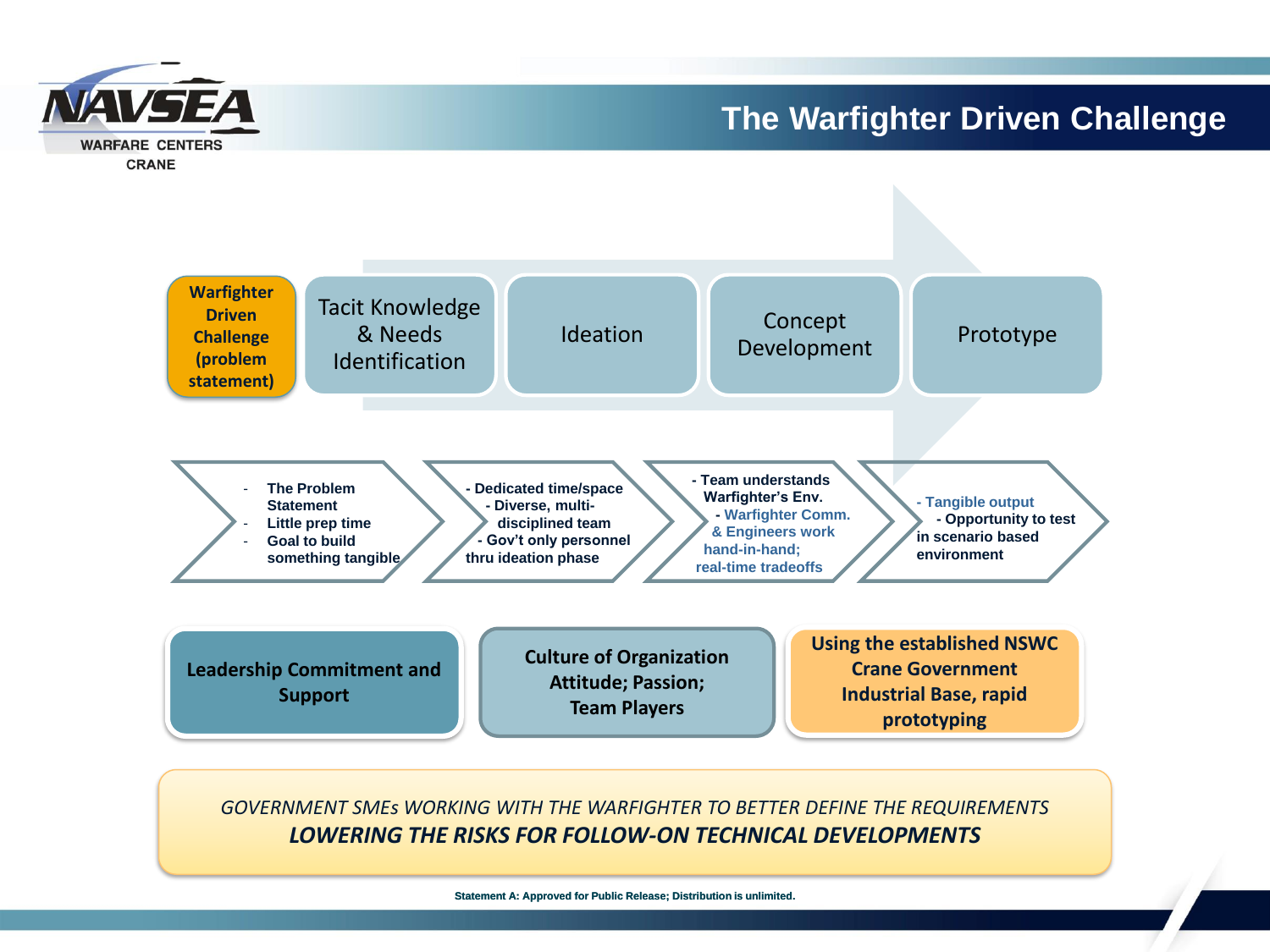# The Warfighter Driven Challenge

**Warfighter Driven Challenge (problem statement)** → Tacit Knowledge & Needs Identification → Ideation → Concept Development → Prototype

- The Problem Statement
- Little prep time
- Goal to build something tangible

- Dedicated time/space
- Diverse, multi-disciplined team
- Gov't only personnel thru ideation phase

- Team understands Warfighter's Env.
- Warfighter Comm. & Engineers work hand-in-hand; real-time tradeoffs

- Tangible output
- Opportunity to test in scenario based environment

**Leadership Commitment and Support**

**Culture of Organization Attitude; Passion; Team Players**

**Using the established NSWC Crane Government Industrial Base, rapid prototyping**

*GOVERNMENT SMEs WORKING WITH THE WARFIGHTER TO BETTER DEFINE THE REQUIREMENTS*

***LOWERING THE RISKS FOR FOLLOW-ON TECHNICAL DEVELOPMENTS***

Statement A: Approved for Public Release; Distribution is unlimited.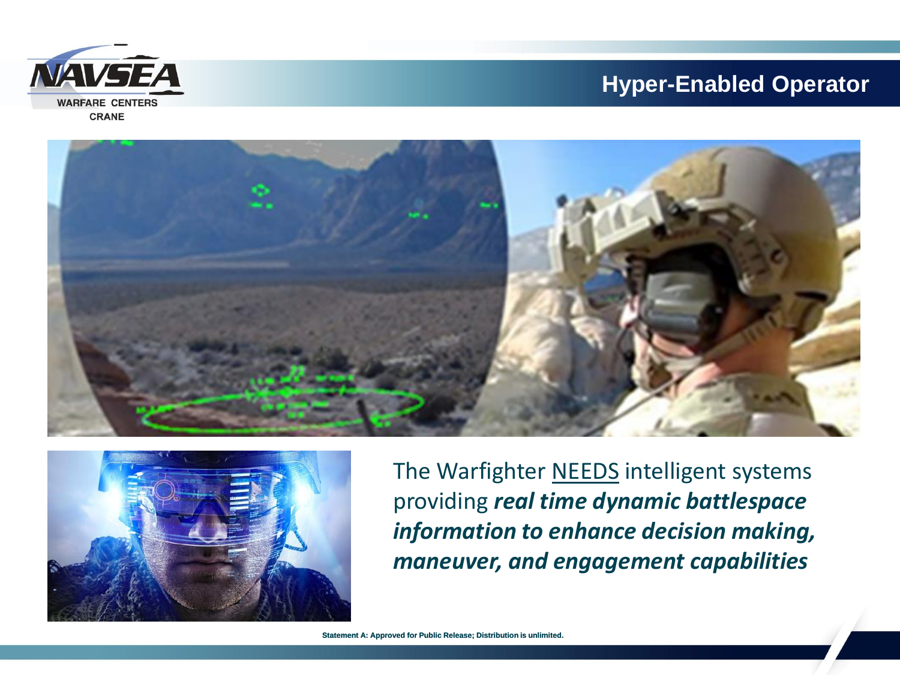## Hyper-Enabled Operator

The Warfighter NEEDS intelligent systems providing ***real time dynamic battlespace information to enhance decision making, maneuver, and engagement capabilities***

**Statement A: Approved for Public Release; Distribution is unlimited.**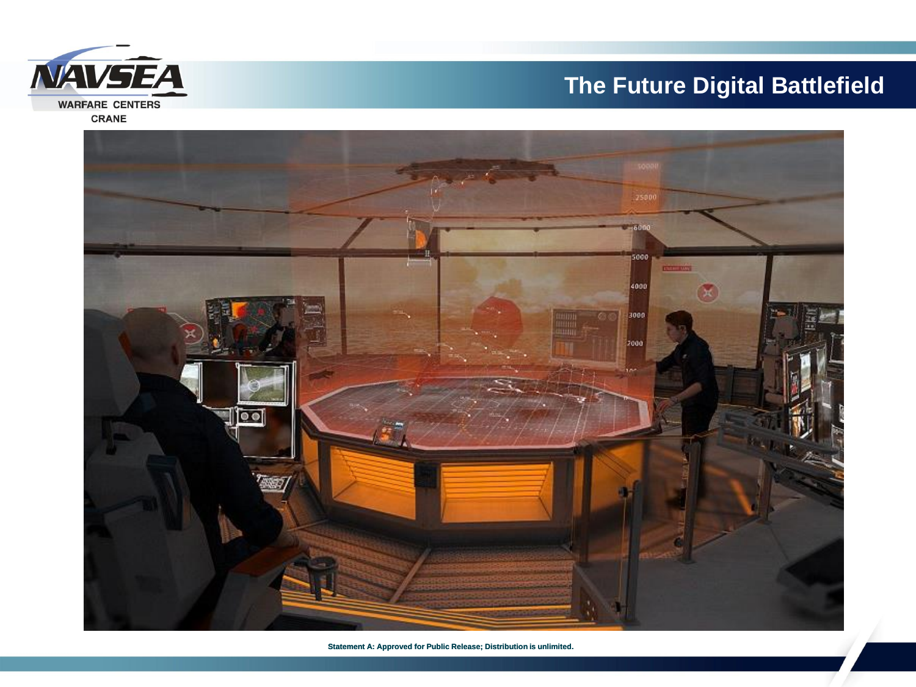# The Future Digital Battlefield

Statement A: Approved for Public Release; Distribution is unlimited.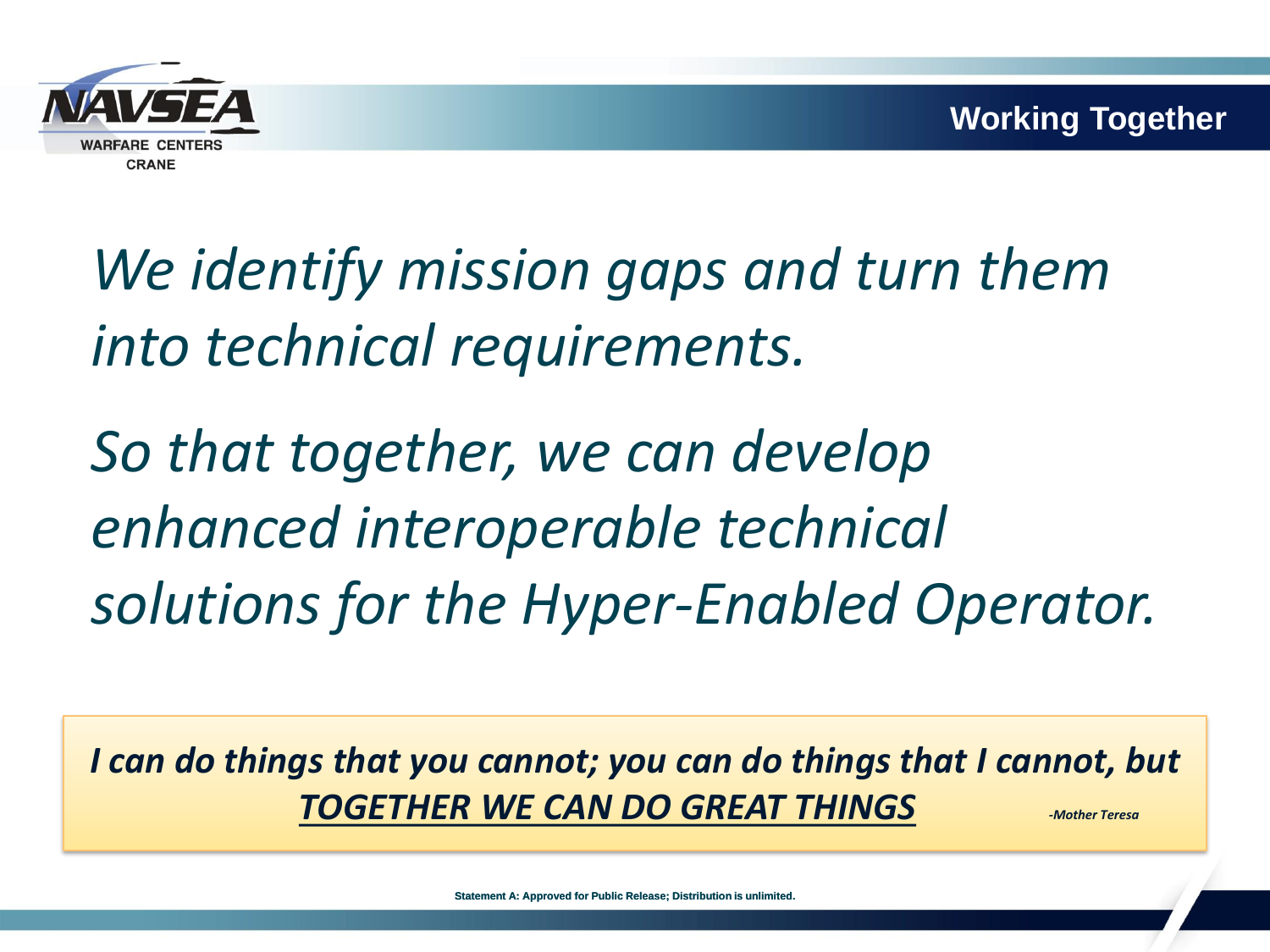## Working Together

*We identify mission gaps and turn them into technical requirements.*

*So that together, we can develop enhanced interoperable technical solutions for the Hyper-Enabled Operator.*

***I can do things that you cannot; you can do things that I cannot, but <u>TOGETHER WE CAN DO GREAT THINGS</u>***

***-Mother Teresa***

**Statement A: Approved for Public Release; Distribution is unlimited.**